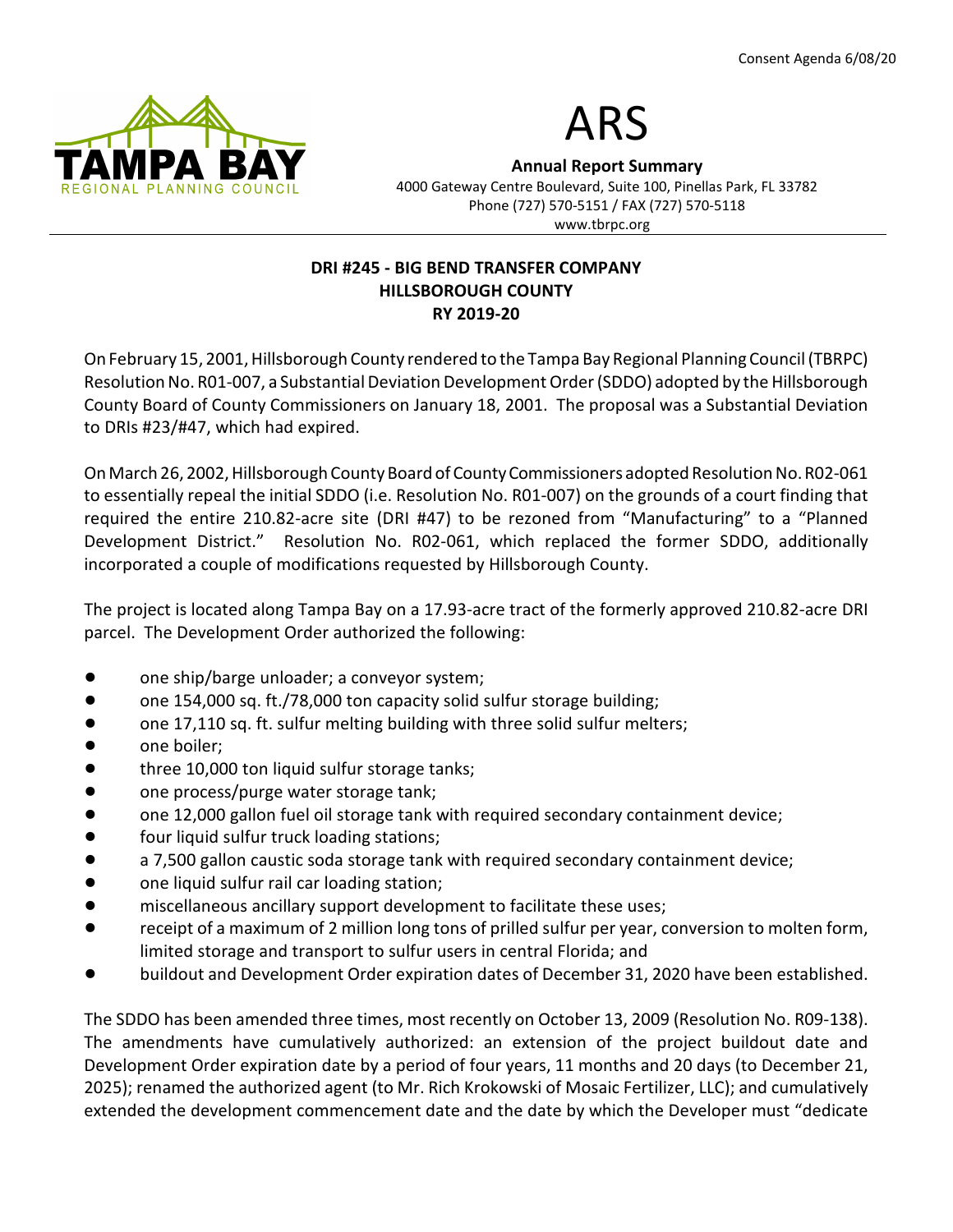Consent Agenda 6/08/20

# ARS

**Annual Report Summary**

4000 Gateway Centre Boulevard, Suite 100, Pinellas Park, FL 33782
Phone (727) 570-5151 / FAX (727) 570-5118
www.tbrpc.org

## DRI #245 - BIG BEND TRANSFER COMPANY
## HILLSBOROUGH COUNTY
## RY 2019-20

On February 15, 2001, Hillsborough County rendered to the Tampa Bay Regional Planning Council (TBRPC) Resolution No. R01-007, a Substantial Deviation Development Order (SDDO) adopted by the Hillsborough County Board of County Commissioners on January 18, 2001. The proposal was a Substantial Deviation to DRIs #23/#47, which had expired.

On March 26, 2002, Hillsborough County Board of County Commissioners adopted Resolution No. R02-061 to essentially repeal the initial SDDO (i.e. Resolution No. R01-007) on the grounds of a court finding that required the entire 210.82-acre site (DRI #47) to be rezoned from "Manufacturing" to a "Planned Development District." Resolution No. R02-061, which replaced the former SDDO, additionally incorporated a couple of modifications requested by Hillsborough County.

The project is located along Tampa Bay on a 17.93-acre tract of the formerly approved 210.82-acre DRI parcel. The Development Order authorized the following:

- one ship/barge unloader; a conveyor system;
- one 154,000 sq. ft./78,000 ton capacity solid sulfur storage building;
- one 17,110 sq. ft. sulfur melting building with three solid sulfur melters;
- one boiler;
- three 10,000 ton liquid sulfur storage tanks;
- one process/purge water storage tank;
- one 12,000 gallon fuel oil storage tank with required secondary containment device;
- four liquid sulfur truck loading stations;
- a 7,500 gallon caustic soda storage tank with required secondary containment device;
- one liquid sulfur rail car loading station;
- miscellaneous ancillary support development to facilitate these uses;
- receipt of a maximum of 2 million long tons of prilled sulfur per year, conversion to molten form, limited storage and transport to sulfur users in central Florida; and
- buildout and Development Order expiration dates of December 31, 2020 have been established.

The SDDO has been amended three times, most recently on October 13, 2009 (Resolution No. R09-138). The amendments have cumulatively authorized: an extension of the project buildout date and Development Order expiration date by a period of four years, 11 months and 20 days (to December 21, 2025); renamed the authorized agent (to Mr. Rich Krokowski of Mosaic Fertilizer, LLC); and cumulatively extended the development commencement date and the date by which the Developer must "dedicate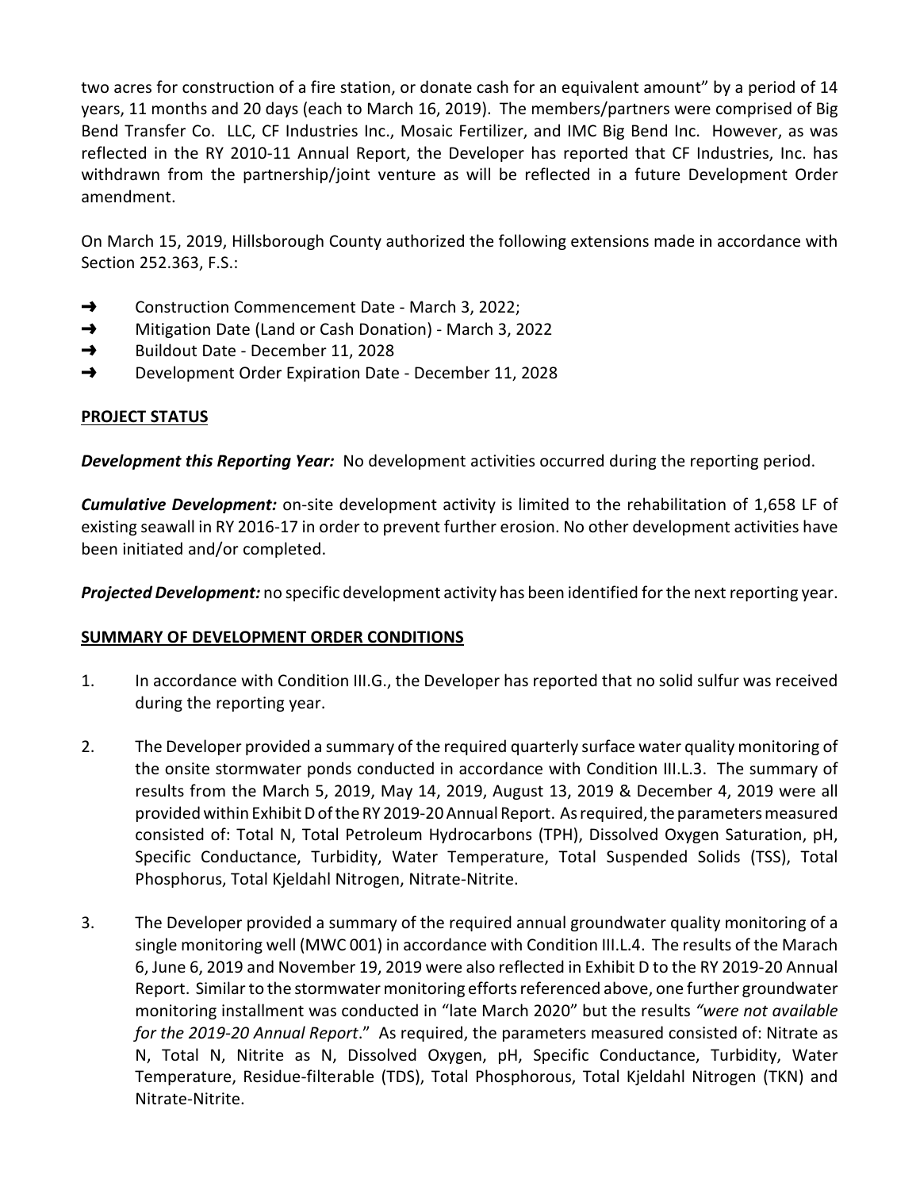two acres for construction of a fire station, or donate cash for an equivalent amount" by a period of 14 years, 11 months and 20 days (each to March 16, 2019). The members/partners were comprised of Big Bend Transfer Co. LLC, CF Industries Inc., Mosaic Fertilizer, and IMC Big Bend Inc. However, as was reflected in the RY 2010-11 Annual Report, the Developer has reported that CF Industries, Inc. has withdrawn from the partnership/joint venture as will be reflected in a future Development Order amendment.

On March 15, 2019, Hillsborough County authorized the following extensions made in accordance with Section 252.363, F.S.:

- ➜ Construction Commencement Date - March 3, 2022;
- ➜ Mitigation Date (Land or Cash Donation) - March 3, 2022
- ➜ Buildout Date - December 11, 2028
- ➜ Development Order Expiration Date - December 11, 2028

**PROJECT STATUS**

***Development this Reporting Year:*** No development activities occurred during the reporting period.

***Cumulative Development:*** on-site development activity is limited to the rehabilitation of 1,658 LF of existing seawall in RY 2016-17 in order to prevent further erosion. No other development activities have been initiated and/or completed.

***Projected Development:*** no specific development activity has been identified for the next reporting year.

**SUMMARY OF DEVELOPMENT ORDER CONDITIONS**

1. In accordance with Condition III.G., the Developer has reported that no solid sulfur was received during the reporting year.

2. The Developer provided a summary of the required quarterly surface water quality monitoring of the onsite stormwater ponds conducted in accordance with Condition III.L.3. The summary of results from the March 5, 2019, May 14, 2019, August 13, 2019 & December 4, 2019 were all provided within Exhibit D of the RY 2019-20 Annual Report. As required, the parameters measured consisted of: Total N, Total Petroleum Hydrocarbons (TPH), Dissolved Oxygen Saturation, pH, Specific Conductance, Turbidity, Water Temperature, Total Suspended Solids (TSS), Total Phosphorus, Total Kjeldahl Nitrogen, Nitrate-Nitrite.

3. The Developer provided a summary of the required annual groundwater quality monitoring of a single monitoring well (MWC 001) in accordance with Condition III.L.4. The results of the Marach 6, June 6, 2019 and November 19, 2019 were also reflected in Exhibit D to the RY 2019-20 Annual Report. Similar to the stormwater monitoring efforts referenced above, one further groundwater monitoring installment was conducted in "late March 2020" but the results *"were not available for the 2019-20 Annual Report*." As required, the parameters measured consisted of: Nitrate as N, Total N, Nitrite as N, Dissolved Oxygen, pH, Specific Conductance, Turbidity, Water Temperature, Residue-filterable (TDS), Total Phosphorous, Total Kjeldahl Nitrogen (TKN) and Nitrate-Nitrite.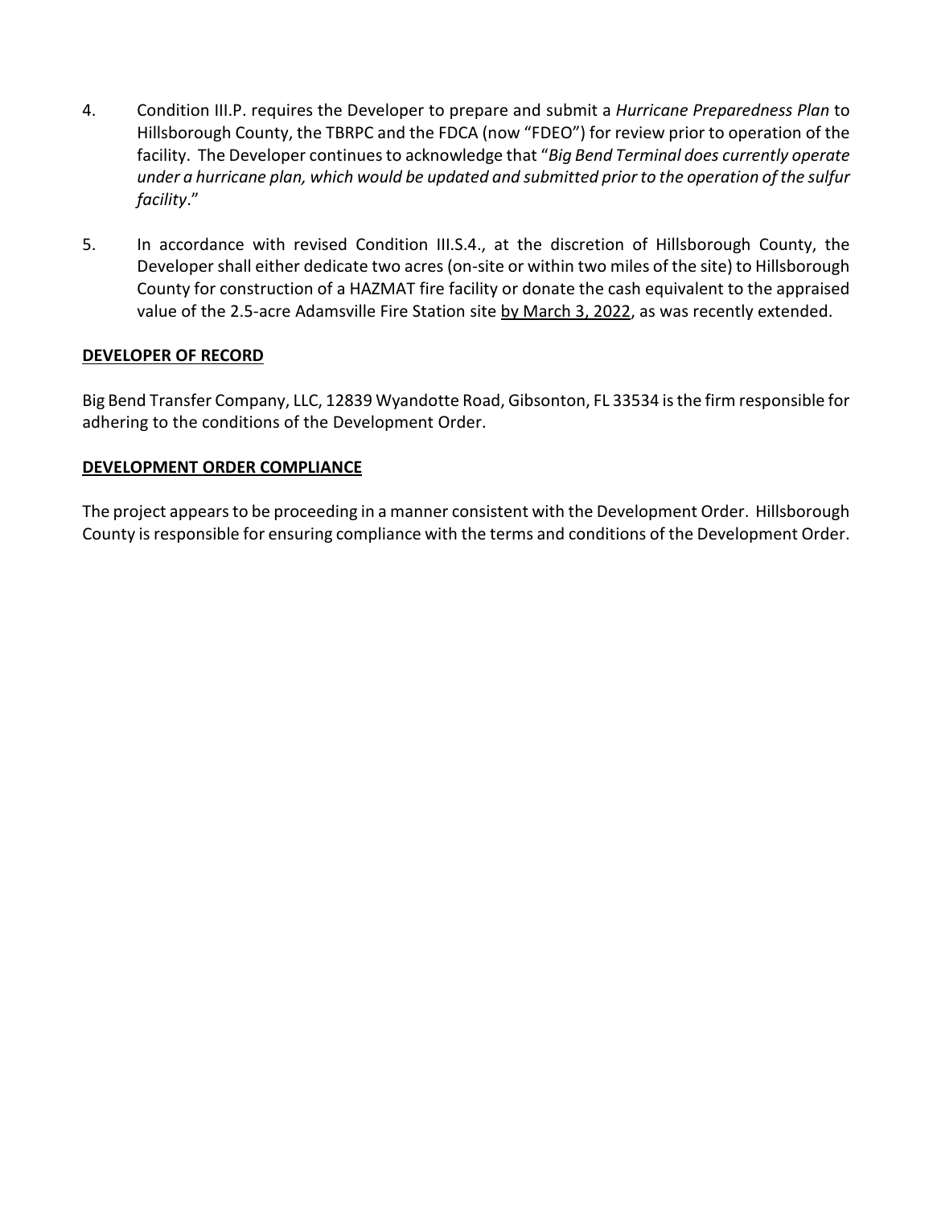4. Condition III.P. requires the Developer to prepare and submit a *Hurricane Preparedness Plan* to Hillsborough County, the TBRPC and the FDCA (now "FDEO") for review prior to operation of the facility. The Developer continues to acknowledge that "*Big Bend Terminal does currently operate under a hurricane plan, which would be updated and submitted prior to the operation of the sulfur facility*."

5. In accordance with revised Condition III.S.4., at the discretion of Hillsborough County, the Developer shall either dedicate two acres (on-site or within two miles of the site) to Hillsborough County for construction of a HAZMAT fire facility or donate the cash equivalent to the appraised value of the 2.5-acre Adamsville Fire Station site <u>by March 3, 2022</u>, as was recently extended.

**<u>DEVELOPER OF RECORD</u>**

Big Bend Transfer Company, LLC, 12839 Wyandotte Road, Gibsonton, FL 33534 is the firm responsible for adhering to the conditions of the Development Order.

**<u>DEVELOPMENT ORDER COMPLIANCE</u>**

The project appears to be proceeding in a manner consistent with the Development Order. Hillsborough County is responsible for ensuring compliance with the terms and conditions of the Development Order.